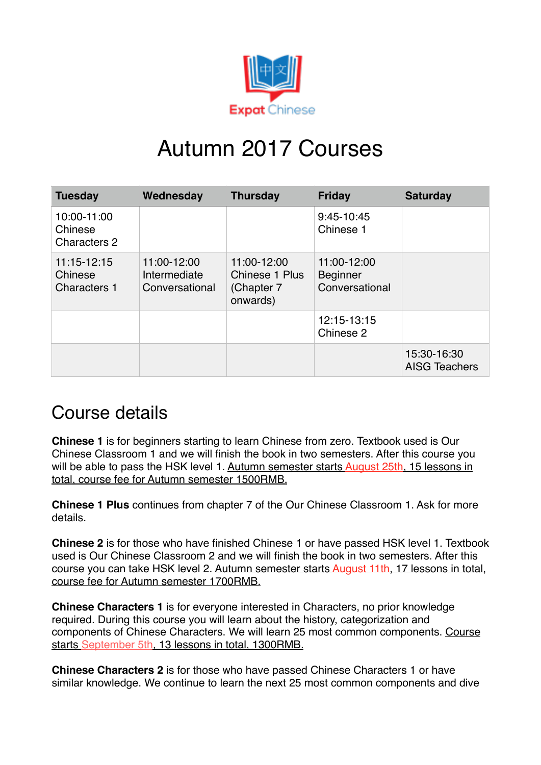Expat Chinese

# Autumn 2017 Courses

| Tuesday | Wednesday | Thursday | Friday | Saturday |
|---|---|---|---|---|
| 10:00-11:00 Chinese Characters 2 | | | 9:45-10:45 Chinese 1 | |
| 11:15-12:15 Chinese Characters 1 | 11:00-12:00 Intermediate Conversational | 11:00-12:00 Chinese 1 Plus (Chapter 7 onwards) | 11:00-12:00 Beginner Conversational | |
| | | | 12:15-13:15 Chinese 2 | |
| | | | | 15:30-16:30 AISG Teachers |

## Course details

**Chinese 1** is for beginners starting to learn Chinese from zero. Textbook used is Our Chinese Classroom 1 and we will finish the book in two semesters. After this course you will be able to pass the HSK level 1. Autumn semester starts August 25th, 15 lessons in total, course fee for Autumn semester 1500RMB.

**Chinese 1 Plus** continues from chapter 7 of the Our Chinese Classroom 1. Ask for more details.

**Chinese 2** is for those who have finished Chinese 1 or have passed HSK level 1. Textbook used is Our Chinese Classroom 2 and we will finish the book in two semesters. After this course you can take HSK level 2. Autumn semester starts August 11th, 17 lessons in total, course fee for Autumn semester 1700RMB.

**Chinese Characters 1** is for everyone interested in Characters, no prior knowledge required. During this course you will learn about the history, categorization and components of Chinese Characters. We will learn 25 most common components. Course starts September 5th, 13 lessons in total, 1300RMB.

**Chinese Characters 2** is for those who have passed Chinese Characters 1 or have similar knowledge. We continue to learn the next 25 most common components and dive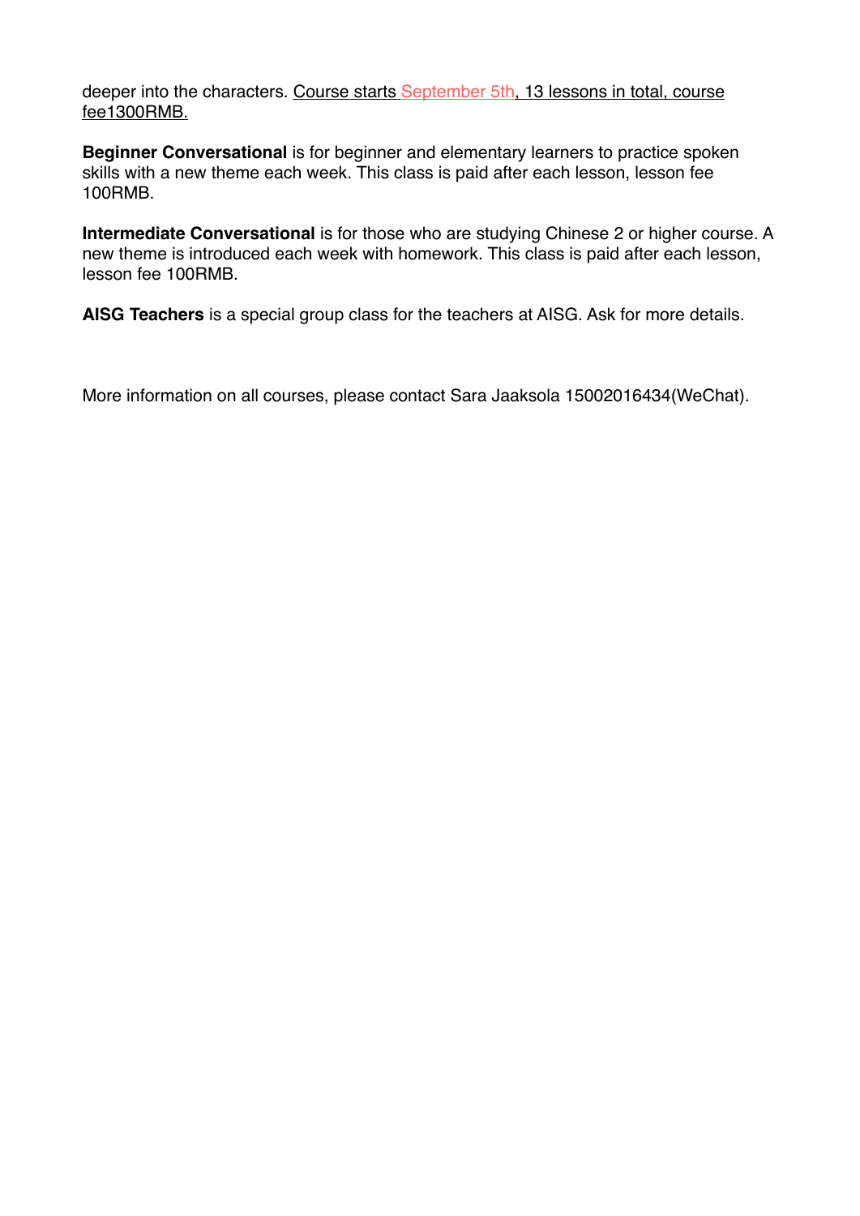deeper into the characters. Course starts September 5th, 13 lessons in total, course fee1300RMB.

**Beginner Conversational** is for beginner and elementary learners to practice spoken skills with a new theme each week. This class is paid after each lesson, lesson fee 100RMB.

**Intermediate Conversational** is for those who are studying Chinese 2 or higher course. A new theme is introduced each week with homework. This class is paid after each lesson, lesson fee 100RMB.

**AISG Teachers** is a special group class for the teachers at AISG. Ask for more details.

More information on all courses, please contact Sara Jaaksola 15002016434(WeChat).